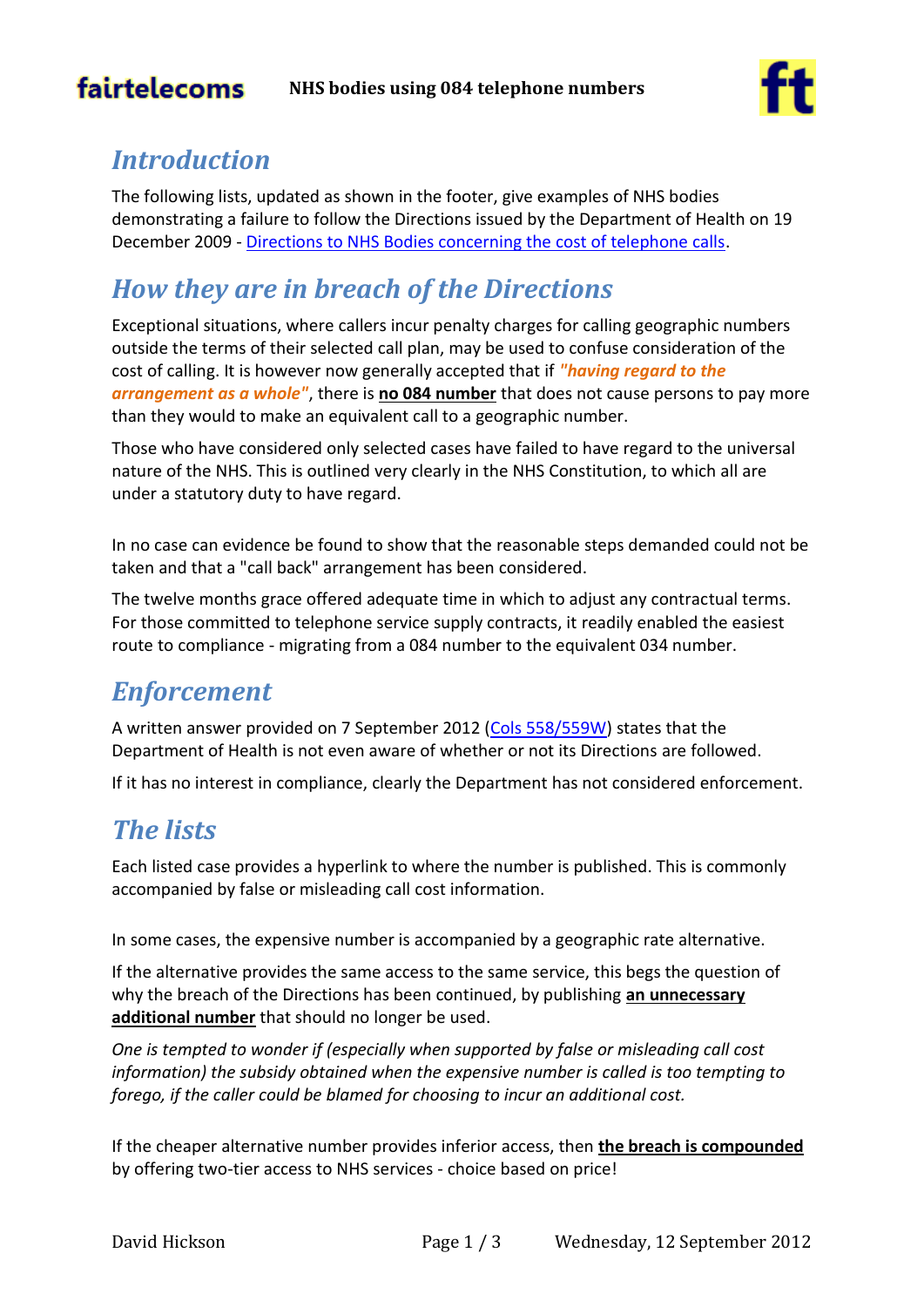# Introduction

The following lists, updated as shown in the footer, give examples of NHS bodies demonstrating a failure to follow the Directions issued by the Department of Health on 19 December 2009 - Directions to NHS Bodies concerning the cost of telephone calls.

# How they are in breach of the Directions

Exceptional situations, where callers incur penalty charges for calling geographic numbers outside the terms of their selected call plan, may be used to confuse consideration of the cost of calling. It is however now generally accepted that if ***"having regard to the arrangement as a whole"***, there is **no 084 number** that does not cause persons to pay more than they would to make an equivalent call to a geographic number.

Those who have considered only selected cases have failed to have regard to the universal nature of the NHS. This is outlined very clearly in the NHS Constitution, to which all are under a statutory duty to have regard.

In no case can evidence be found to show that the reasonable steps demanded could not be taken and that a "call back" arrangement has been considered.

The twelve months grace offered adequate time in which to adjust any contractual terms. For those committed to telephone service supply contracts, it readily enabled the easiest route to compliance - migrating from a 084 number to the equivalent 034 number.

# Enforcement

A written answer provided on 7 September 2012 (Cols 558/559W) states that the Department of Health is not even aware of whether or not its Directions are followed.

If it has no interest in compliance, clearly the Department has not considered enforcement.

# The lists

Each listed case provides a hyperlink to where the number is published. This is commonly accompanied by false or misleading call cost information.

In some cases, the expensive number is accompanied by a geographic rate alternative.

If the alternative provides the same access to the same service, this begs the question of why the breach of the Directions has been continued, by publishing **an unnecessary additional number** that should no longer be used.

*One is tempted to wonder if (especially when supported by false or misleading call cost information) the subsidy obtained when the expensive number is called is too tempting to forego, if the caller could be blamed for choosing to incur an additional cost.*

If the cheaper alternative number provides inferior access, then **the breach is compounded** by offering two-tier access to NHS services - choice based on price!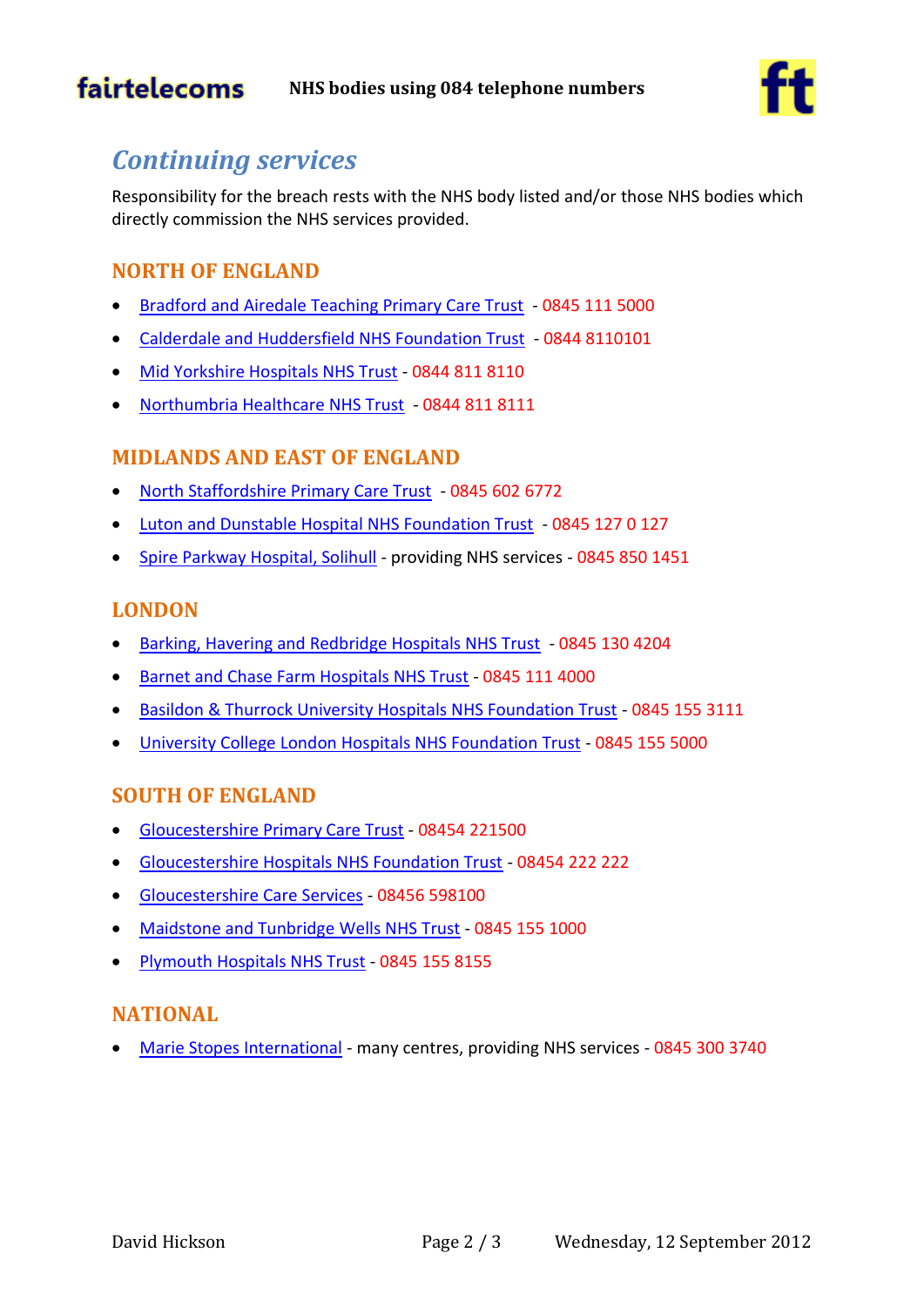## Continuing services

Responsibility for the breach rests with the NHS body listed and/or those NHS bodies which directly commission the NHS services provided.

### NORTH OF ENGLAND

- Bradford and Airedale Teaching Primary Care Trust - 0845 111 5000
- Calderdale and Huddersfield NHS Foundation Trust - 0844 8110101
- Mid Yorkshire Hospitals NHS Trust - 0844 811 8110
- Northumbria Healthcare NHS Trust - 0844 811 8111

### MIDLANDS AND EAST OF ENGLAND

- North Staffordshire Primary Care Trust - 0845 602 6772
- Luton and Dunstable Hospital NHS Foundation Trust - 0845 127 0 127
- Spire Parkway Hospital, Solihull - providing NHS services - 0845 850 1451

### LONDON

- Barking, Havering and Redbridge Hospitals NHS Trust - 0845 130 4204
- Barnet and Chase Farm Hospitals NHS Trust - 0845 111 4000
- Basildon & Thurrock University Hospitals NHS Foundation Trust - 0845 155 3111
- University College London Hospitals NHS Foundation Trust - 0845 155 5000

### SOUTH OF ENGLAND

- Gloucestershire Primary Care Trust - 08454 221500
- Gloucestershire Hospitals NHS Foundation Trust - 08454 222 222
- Gloucestershire Care Services - 08456 598100
- Maidstone and Tunbridge Wells NHS Trust - 0845 155 1000
- Plymouth Hospitals NHS Trust - 0845 155 8155

### NATIONAL

- Marie Stopes International - many centres, providing NHS services - 0845 300 3740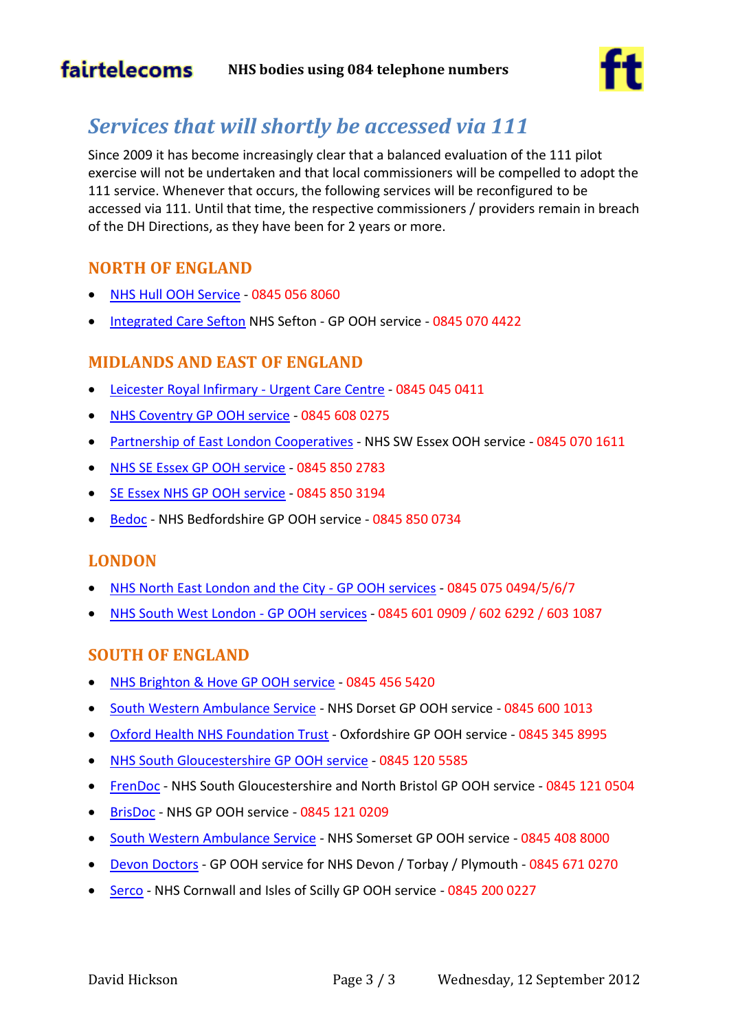## Services that will shortly be accessed via 111

Since 2009 it has become increasingly clear that a balanced evaluation of the 111 pilot exercise will not be undertaken and that local commissioners will be compelled to adopt the 111 service. Whenever that occurs, the following services will be reconfigured to be accessed via 111. Until that time, the respective commissioners / providers remain in breach of the DH Directions, as they have been for 2 years or more.

### NORTH OF ENGLAND

- NHS Hull OOH Service - 0845 056 8060
- Integrated Care Sefton NHS Sefton - GP OOH service - 0845 070 4422

### MIDLANDS AND EAST OF ENGLAND

- Leicester Royal Infirmary - Urgent Care Centre - 0845 045 0411
- NHS Coventry GP OOH service - 0845 608 0275
- Partnership of East London Cooperatives - NHS SW Essex OOH service - 0845 070 1611
- NHS SE Essex GP OOH service - 0845 850 2783
- SE Essex NHS GP OOH service - 0845 850 3194
- Bedoc - NHS Bedfordshire GP OOH service - 0845 850 0734

### LONDON

- NHS North East London and the City - GP OOH services - 0845 075 0494/5/6/7
- NHS South West London - GP OOH services - 0845 601 0909 / 602 6292 / 603 1087

### SOUTH OF ENGLAND

- NHS Brighton & Hove GP OOH service - 0845 456 5420
- South Western Ambulance Service - NHS Dorset GP OOH service - 0845 600 1013
- Oxford Health NHS Foundation Trust - Oxfordshire GP OOH service - 0845 345 8995
- NHS South Gloucestershire GP OOH service - 0845 120 5585
- FrenDoc - NHS South Gloucestershire and North Bristol GP OOH service - 0845 121 0504
- BrisDoc - NHS GP OOH service - 0845 121 0209
- South Western Ambulance Service - NHS Somerset GP OOH service - 0845 408 8000
- Devon Doctors - GP OOH service for NHS Devon / Torbay / Plymouth - 0845 671 0270
- Serco - NHS Cornwall and Isles of Scilly GP OOH service - 0845 200 0227